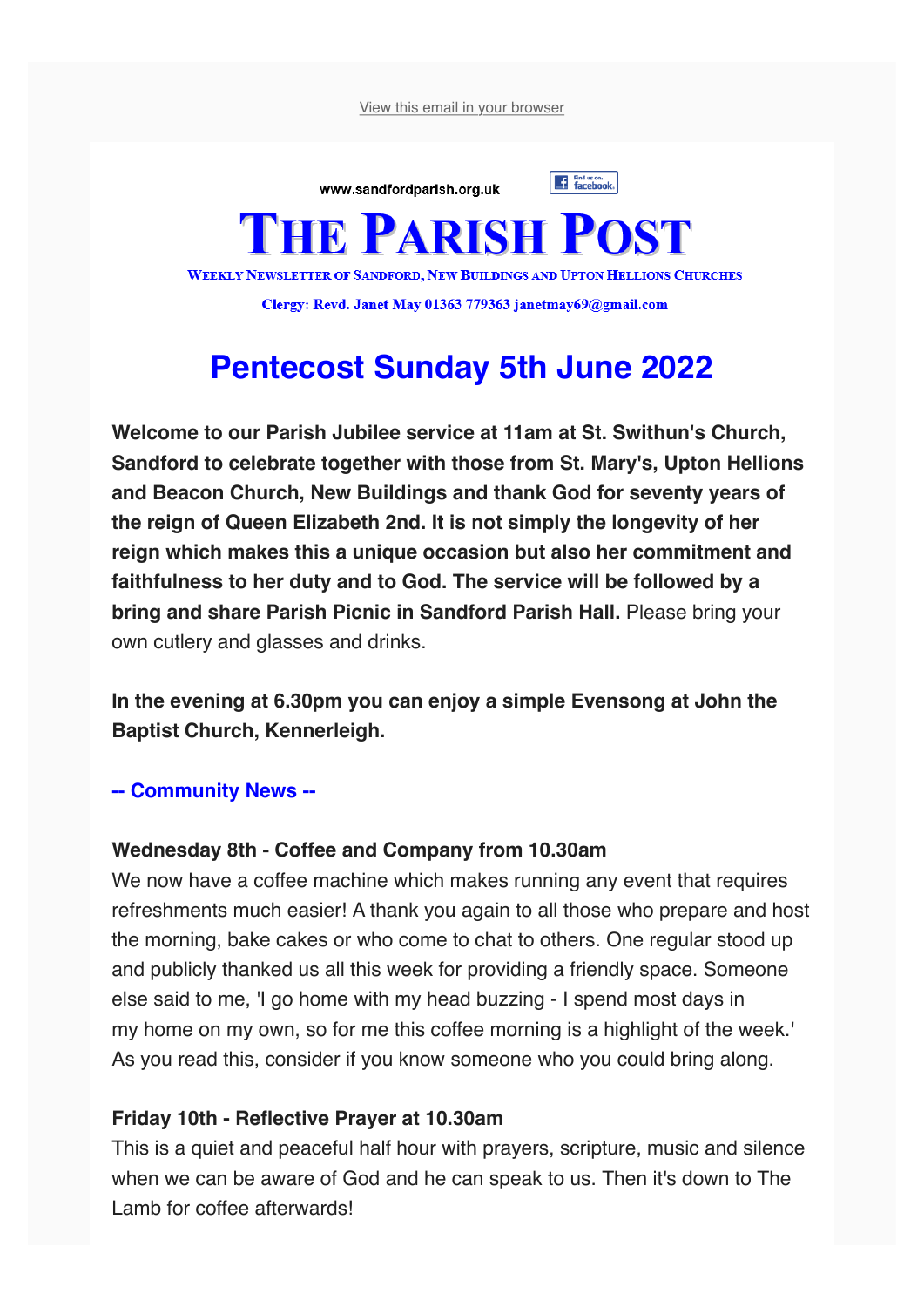View this email in your browser

www.sandfordparish.org.uk

# THE PARISH POST

WEEKLY NEWSLETTER OF SANDFORD, NEW BUILDINGS AND UPTON HELLIONS CHURCHES

Clergy: Revd. Janet May 01363 779363 janetmay69@gmail.com

## Pentecost Sunday 5th June 2022

**Welcome to our Parish Jubilee service at 11am at St. Swithun's Church, Sandford to celebrate together with those from St. Mary's, Upton Hellions and Beacon Church, New Buildings and thank God for seventy years of the reign of Queen Elizabeth 2nd. It is not simply the longevity of her reign which makes this a unique occasion but also her commitment and faithfulness to her duty and to God. The service will be followed by a bring and share Parish Picnic in Sandford Parish Hall.** Please bring your own cutlery and glasses and drinks.

**In the evening at 6.30pm you can enjoy a simple Evensong at John the Baptist Church, Kennerleigh.**

### -- Community News --

**Wednesday 8th - Coffee and Company from 10.30am**

We now have a coffee machine which makes running any event that requires refreshments much easier! A thank you again to all those who prepare and host the morning, bake cakes or who come to chat to others. One regular stood up and publicly thanked us all this week for providing a friendly space. Someone else said to me, 'I go home with my head buzzing - I spend most days in my home on my own, so for me this coffee morning is a highlight of the week.' As you read this, consider if you know someone who you could bring along.

**Friday 10th - Reflective Prayer at 10.30am**

This is a quiet and peaceful half hour with prayers, scripture, music and silence when we can be aware of God and he can speak to us. Then it's down to The Lamb for coffee afterwards!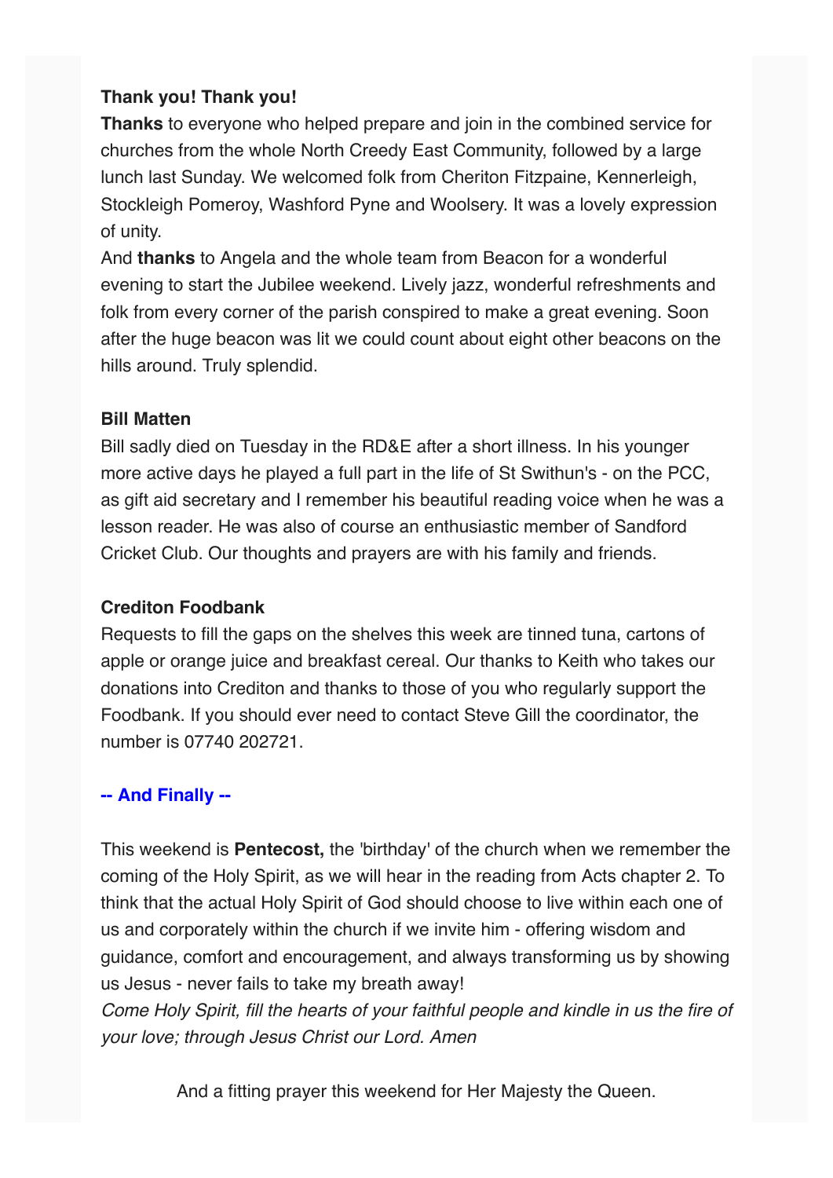**Thank you! Thank you!**

**Thanks** to everyone who helped prepare and join in the combined service for churches from the whole North Creedy East Community, followed by a large lunch last Sunday. We welcomed folk from Cheriton Fitzpaine, Kennerleigh, Stockleigh Pomeroy, Washford Pyne and Woolsery. It was a lovely expression of unity.

And **thanks** to Angela and the whole team from Beacon for a wonderful evening to start the Jubilee weekend. Lively jazz, wonderful refreshments and folk from every corner of the parish conspired to make a great evening. Soon after the huge beacon was lit we could count about eight other beacons on the hills around. Truly splendid.

**Bill Matten**

Bill sadly died on Tuesday in the RD&E after a short illness. In his younger more active days he played a full part in the life of St Swithun's - on the PCC, as gift aid secretary and I remember his beautiful reading voice when he was a lesson reader. He was also of course an enthusiastic member of Sandford Cricket Club. Our thoughts and prayers are with his family and friends.

**Crediton Foodbank**

Requests to fill the gaps on the shelves this week are tinned tuna, cartons of apple or orange juice and breakfast cereal. Our thanks to Keith who takes our donations into Crediton and thanks to those of you who regularly support the Foodbank. If you should ever need to contact Steve Gill the coordinator, the number is 07740 202721.

**-- And Finally --**

This weekend is **Pentecost,** the 'birthday' of the church when we remember the coming of the Holy Spirit, as we will hear in the reading from Acts chapter 2. To think that the actual Holy Spirit of God should choose to live within each one of us and corporately within the church if we invite him - offering wisdom and guidance, comfort and encouragement, and always transforming us by showing us Jesus - never fails to take my breath away!

*Come Holy Spirit, fill the hearts of your faithful people and kindle in us the fire of your love; through Jesus Christ our Lord. Amen*

And a fitting prayer this weekend for Her Majesty the Queen.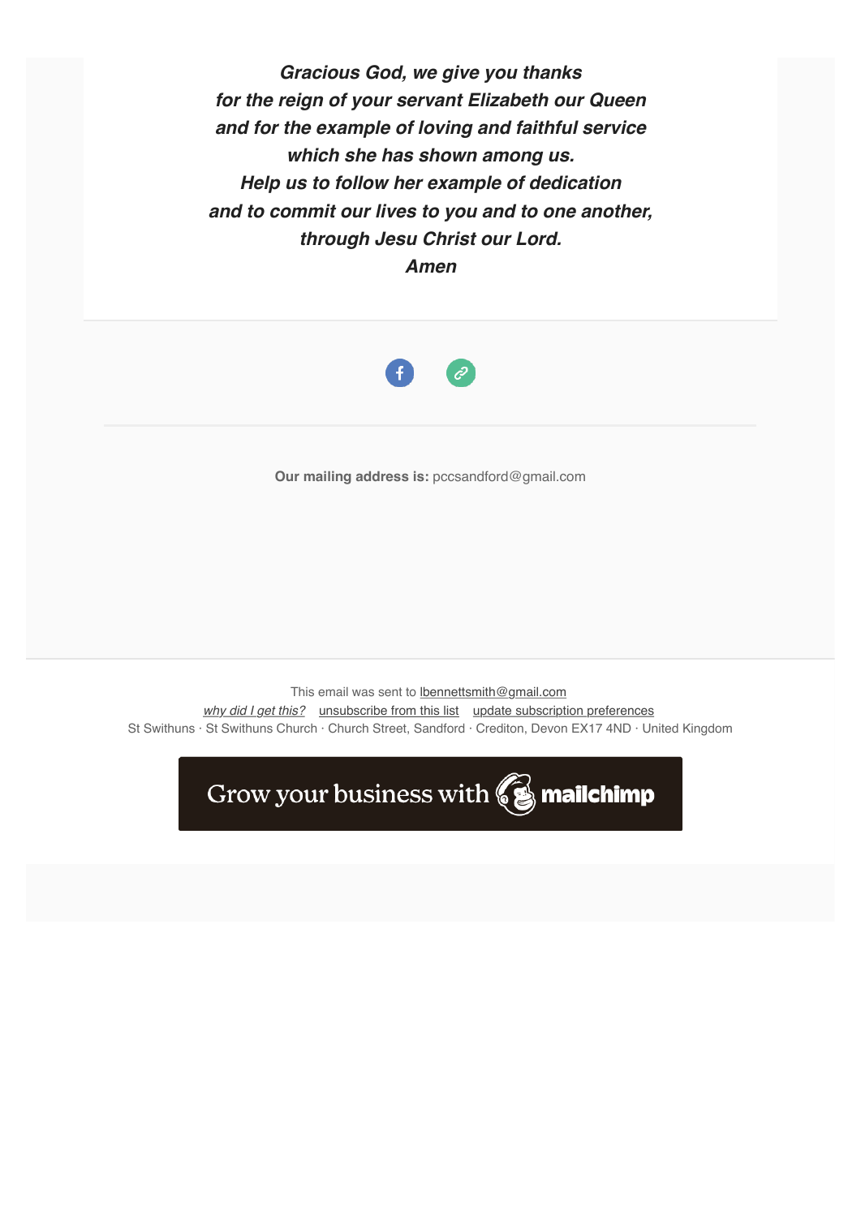***Gracious God, we give you thanks***
***for the reign of your servant Elizabeth our Queen***
***and for the example of loving and faithful service***
***which she has shown among us.***
***Help us to follow her example of dedication***
***and to commit our lives to you and to one another,***
***through Jesu Christ our Lord.***
***Amen***

**Our mailing address is:** pccsandford@gmail.com

This email was sent to lbennettsmith@gmail.com
*why did I get this?* unsubscribe from this list update subscription preferences
St Swithuns · St Swithuns Church · Church Street, Sandford · Crediton, Devon EX17 4ND · United Kingdom

Grow your business with mailchimp